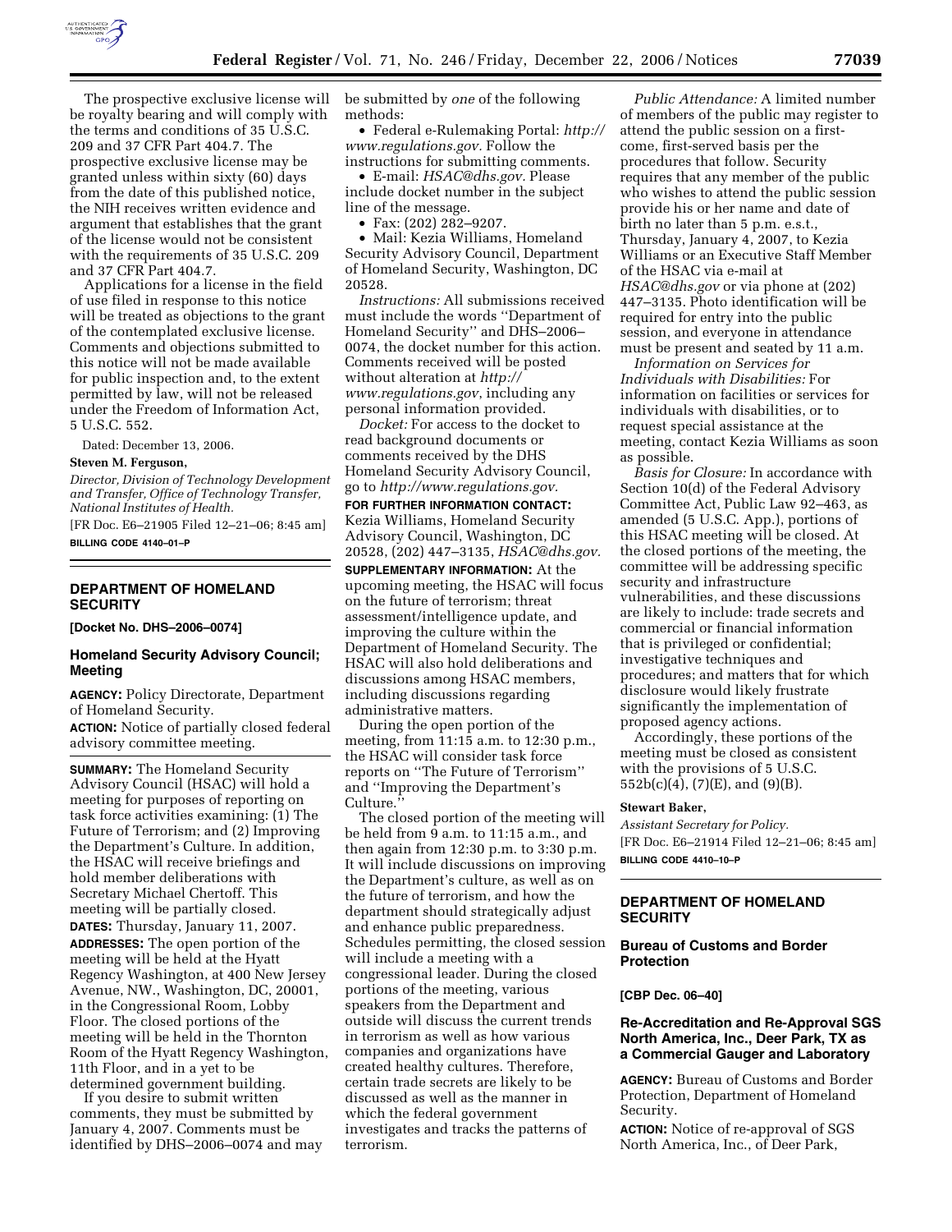The prospective exclusive license will be royalty bearing and will comply with the terms and conditions of 35 U.S.C. 209 and 37 CFR Part 404.7. The prospective exclusive license may be granted unless within sixty (60) days from the date of this published notice, the NIH receives written evidence and argument that establishes that the grant of the license would not be consistent with the requirements of 35 U.S.C. 209 and 37 CFR Part 404.7.

Applications for a license in the field of use filed in response to this notice will be treated as objections to the grant of the contemplated exclusive license. Comments and objections submitted to this notice will not be made available for public inspection and, to the extent permitted by law, will not be released under the Freedom of Information Act, 5 U.S.C. 552.

Dated: December 13, 2006.

**Steven M. Ferguson,**

*Director, Division of Technology Development and Transfer, Office of Technology Transfer, National Institutes of Health.*

[FR Doc. E6–21905 Filed 12–21–06; 8:45 am]

**BILLING CODE 4140–01–P**

## DEPARTMENT OF HOMELAND SECURITY

**[Docket No. DHS–2006–0074]**

### Homeland Security Advisory Council; Meeting

**AGENCY:** Policy Directorate, Department of Homeland Security.

**ACTION:** Notice of partially closed federal advisory committee meeting.

**SUMMARY:** The Homeland Security Advisory Council (HSAC) will hold a meeting for purposes of reporting on task force activities examining: (1) The Future of Terrorism; and (2) Improving the Department's Culture. In addition, the HSAC will receive briefings and hold member deliberations with Secretary Michael Chertoff. This meeting will be partially closed.

**DATES:** Thursday, January 11, 2007.

**ADDRESSES:** The open portion of the meeting will be held at the Hyatt Regency Washington, at 400 New Jersey Avenue, NW., Washington, DC, 20001, in the Congressional Room, Lobby Floor. The closed portions of the meeting will be held in the Thornton Room of the Hyatt Regency Washington, 11th Floor, and in a yet to be determined government building.

If you desire to submit written comments, they must be submitted by January 4, 2007. Comments must be identified by DHS–2006–0074 and may be submitted by *one* of the following methods:

- Federal e-Rulemaking Portal: *http://www.regulations.gov.* Follow the instructions for submitting comments.
- E-mail: *HSAC@dhs.gov.* Please include docket number in the subject line of the message.
- Fax: (202) 282–9207.
- Mail: Kezia Williams, Homeland Security Advisory Council, Department of Homeland Security, Washington, DC 20528.

*Instructions:* All submissions received must include the words ''Department of Homeland Security'' and DHS–2006–0074, the docket number for this action. Comments received will be posted without alteration at *http://www.regulations.gov*, including any personal information provided.

*Docket:* For access to the docket to read background documents or comments received by the DHS Homeland Security Advisory Council, go to *http://www.regulations.gov.*

**FOR FURTHER INFORMATION CONTACT:** Kezia Williams, Homeland Security Advisory Council, Washington, DC 20528, (202) 447–3135, *HSAC@dhs.gov.*

**SUPPLEMENTARY INFORMATION:** At the upcoming meeting, the HSAC will focus on the future of terrorism; threat assessment/intelligence update, and improving the culture within the Department of Homeland Security. The HSAC will also hold deliberations and discussions among HSAC members, including discussions regarding administrative matters.

During the open portion of the meeting, from 11:15 a.m. to 12:30 p.m., the HSAC will consider task force reports on ''The Future of Terrorism'' and ''Improving the Department's Culture.''

The closed portion of the meeting will be held from 9 a.m. to 11:15 a.m., and then again from 12:30 p.m. to 3:30 p.m. It will include discussions on improving the Department's culture, as well as on the future of terrorism, and how the department should strategically adjust and enhance public preparedness. Schedules permitting, the closed session will include a meeting with a congressional leader. During the closed portions of the meeting, various speakers from the Department and outside will discuss the current trends in terrorism as well as how various companies and organizations have created healthy cultures. Therefore, certain trade secrets are likely to be discussed as well as the manner in which the federal government investigates and tracks the patterns of terrorism.

*Public Attendance:* A limited number of members of the public may register to attend the public session on a first-come, first-served basis per the procedures that follow. Security requires that any member of the public who wishes to attend the public session provide his or her name and date of birth no later than 5 p.m. e.s.t., Thursday, January 4, 2007, to Kezia Williams or an Executive Staff Member of the HSAC via e-mail at *HSAC@dhs.gov* or via phone at (202) 447–3135. Photo identification will be required for entry into the public session, and everyone in attendance must be present and seated by 11 a.m.

*Information on Services for Individuals with Disabilities:* For information on facilities or services for individuals with disabilities, or to request special assistance at the meeting, contact Kezia Williams as soon as possible.

*Basis for Closure:* In accordance with Section 10(d) of the Federal Advisory Committee Act, Public Law 92–463, as amended (5 U.S.C. App.), portions of this HSAC meeting will be closed. At the closed portions of the meeting, the committee will be addressing specific security and infrastructure vulnerabilities, and these discussions are likely to include: trade secrets and commercial or financial information that is privileged or confidential; investigative techniques and procedures; and matters that for which disclosure would likely frustrate significantly the implementation of proposed agency actions.

Accordingly, these portions of the meeting must be closed as consistent with the provisions of 5 U.S.C. 552b(c)(4), (7)(E), and (9)(B).

**Stewart Baker,**

*Assistant Secretary for Policy.*

[FR Doc. E6–21914 Filed 12–21–06; 8:45 am]

**BILLING CODE 4410–10–P**

## DEPARTMENT OF HOMELAND SECURITY

### Bureau of Customs and Border Protection

**[CBP Dec. 06–40]**

### Re-Accreditation and Re-Approval SGS North America, Inc., Deer Park, TX as a Commercial Gauger and Laboratory

**AGENCY:** Bureau of Customs and Border Protection, Department of Homeland Security.

**ACTION:** Notice of re-approval of SGS North America, Inc., of Deer Park,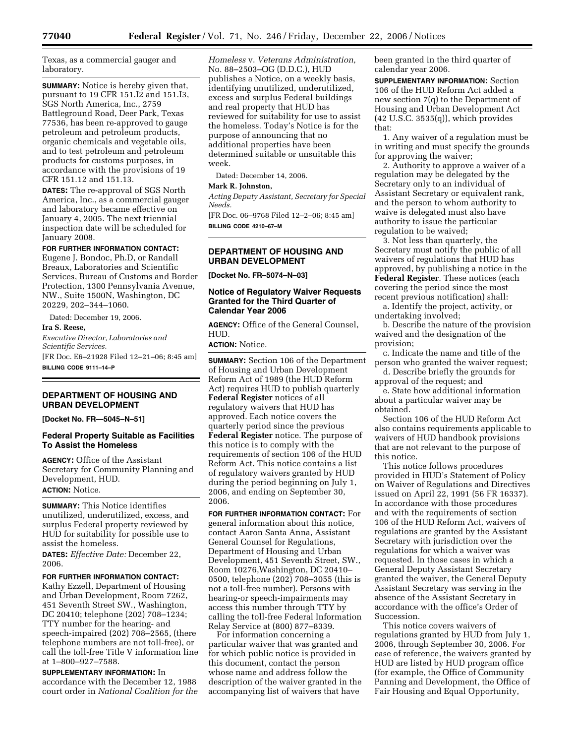Texas, as a commercial gauger and laboratory.

**SUMMARY:** Notice is hereby given that, pursuant to 19 CFR 151.I2 and 151.I3, SGS North America, Inc., 2759 Battleground Road, Deer Park, Texas 77536, has been re-approved to gauge petroleum and petroleum products, organic chemicals and vegetable oils, and to test petroleum and petroleum products for customs purposes, in accordance with the provisions of 19 CFR 151.12 and 151.13.

**DATES:** The re-approval of SGS North America, Inc., as a commercial gauger and laboratory became effective on January 4, 2005. The next triennial inspection date will be scheduled for January 2008.

**FOR FURTHER INFORMATION CONTACT:** Eugene J. Bondoc, Ph.D, or Randall Breaux, Laboratories and Scientific Services, Bureau of Customs and Border Protection, 1300 Pennsylvania Avenue, NW., Suite 1500N, Washington, DC 20229, 202–344–1060.

Dated: December 19, 2006.

**Ira S. Reese,**

*Executive Director, Laboratories and Scientific Services.*

[FR Doc. E6–21928 Filed 12–21–06; 8:45 am]

**BILLING CODE 9111–14–P**

## DEPARTMENT OF HOUSING AND URBAN DEVELOPMENT

**[Docket No. FR—5045–N–51]**

### Federal Property Suitable as Facilities To Assist the Homeless

**AGENCY:** Office of the Assistant Secretary for Community Planning and Development, HUD.

**ACTION:** Notice.

**SUMMARY:** This Notice identifies unutilized, underutilized, excess, and surplus Federal property reviewed by HUD for suitability for possible use to assist the homeless.

**DATES:** *Effective Date:* December 22, 2006.

**FOR FURTHER INFORMATION CONTACT:** Kathy Ezzell, Department of Housing and Urban Development, Room 7262, 451 Seventh Street SW., Washington, DC 20410; telephone (202) 708–1234; TTY number for the hearing- and speech-impaired (202) 708–2565, (there telephone numbers are not toll-free), or call the toll-free Title V information line at 1–800–927–7588.

**SUPPLEMENTARY INFORMATION:** In accordance with the December 12, 1988 court order in *National Coalition for the Homeless* v. *Veterans Administration,* No. 88–2503–OG (D.D.C.), HUD publishes a Notice, on a weekly basis, identifying unutilized, underutilized, excess and surplus Federal buildings and real property that HUD has reviewed for suitability for use to assist the homeless. Today's Notice is for the purpose of announcing that no additional properties have been determined suitable or unsuitable this week.

Dated: December 14, 2006.

**Mark R. Johnston,**

*Acting Deputy Assistant, Secretary for Special Needs.*

[FR Doc. 06–9768 Filed 12–2–06; 8:45 am]

**BILLING CODE 4210–67–M**

## DEPARTMENT OF HOUSING AND URBAN DEVELOPMENT

**[Docket No. FR–5074–N–03]**

### Notice of Regulatory Waiver Requests Granted for the Third Quarter of Calendar Year 2006

**AGENCY:** Office of the General Counsel, HUD.

**ACTION:** Notice.

**SUMMARY:** Section 106 of the Department of Housing and Urban Development Reform Act of 1989 (the HUD Reform Act) requires HUD to publish quarterly **Federal Register** notices of all regulatory waivers that HUD has approved. Each notice covers the quarterly period since the previous **Federal Register** notice. The purpose of this notice is to comply with the requirements of section 106 of the HUD Reform Act. This notice contains a list of regulatory waivers granted by HUD during the period beginning on July 1, 2006, and ending on September 30, 2006.

**FOR FURTHER INFORMATION CONTACT:** For general information about this notice, contact Aaron Santa Anna, Assistant General Counsel for Regulations, Department of Housing and Urban Development, 451 Seventh Street, SW., Room 10276,Washington, DC 20410–0500, telephone (202) 708–3055 (this is not a toll-free number). Persons with hearing-or speech-impairments may access this number through TTY by calling the toll-free Federal Information Relay Service at (800) 877–8339.

For information concerning a particular waiver that was granted and for which public notice is provided in this document, contact the person whose name and address follow the description of the waiver granted in the accompanying list of waivers that have been granted in the third quarter of calendar year 2006.

**SUPPLEMENTARY INFORMATION:** Section 106 of the HUD Reform Act added a new section 7(q) to the Department of Housing and Urban Development Act (42 U.S.C. 3535(q)), which provides that:

1. Any waiver of a regulation must be in writing and must specify the grounds for approving the waiver;

2. Authority to approve a waiver of a regulation may be delegated by the Secretary only to an individual of Assistant Secretary or equivalent rank, and the person to whom authority to waive is delegated must also have authority to issue the particular regulation to be waived;

3. Not less than quarterly, the Secretary must notify the public of all waivers of regulations that HUD has approved, by publishing a notice in the **Federal Register**. These notices (each covering the period since the most recent previous notification) shall:

a. Identify the project, activity, or undertaking involved;

b. Describe the nature of the provision waived and the designation of the provision;

c. Indicate the name and title of the person who granted the waiver request;

d. Describe briefly the grounds for approval of the request; and

e. State how additional information about a particular waiver may be obtained.

Section 106 of the HUD Reform Act also contains requirements applicable to waivers of HUD handbook provisions that are not relevant to the purpose of this notice.

This notice follows procedures provided in HUD's Statement of Policy on Waiver of Regulations and Directives issued on April 22, 1991 (56 FR 16337). In accordance with those procedures and with the requirements of section 106 of the HUD Reform Act, waivers of regulations are granted by the Assistant Secretary with jurisdiction over the regulations for which a waiver was requested. In those cases in which a General Deputy Assistant Secretary granted the waiver, the General Deputy Assistant Secretary was serving in the absence of the Assistant Secretary in accordance with the office's Order of Succession.

This notice covers waivers of regulations granted by HUD from July 1, 2006, through September 30, 2006. For ease of reference, the waivers granted by HUD are listed by HUD program office (for example, the Office of Community Panning and Development, the Office of Fair Housing and Equal Opportunity,